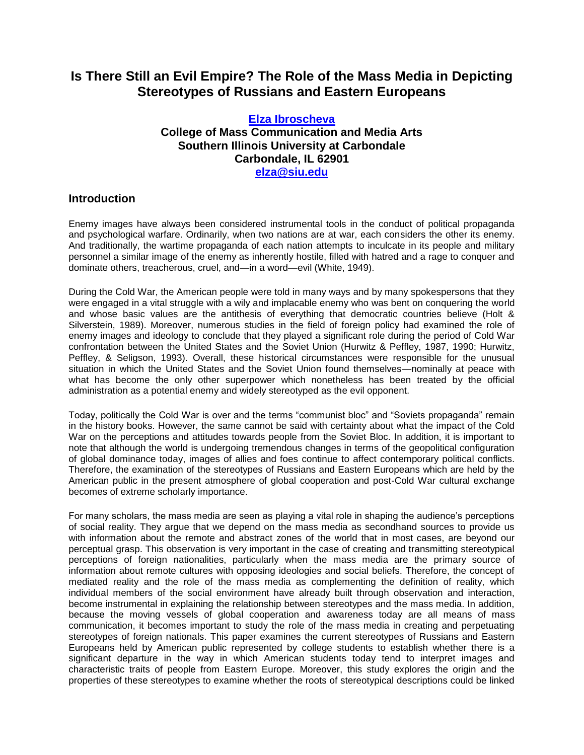# Is There Still an Evil Empire? The Role of the Mass Media in Depicting Stereotypes of Russians and Eastern Europeans

**Elza Ibroscheva**
**College of Mass Communication and Media Arts**
**Southern Illinois University at Carbondale**
**Carbondale, IL 62901**
**elza@siu.edu**

## Introduction

Enemy images have always been considered instrumental tools in the conduct of political propaganda and psychological warfare. Ordinarily, when two nations are at war, each considers the other its enemy. And traditionally, the wartime propaganda of each nation attempts to inculcate in its people and military personnel a similar image of the enemy as inherently hostile, filled with hatred and a rage to conquer and dominate others, treacherous, cruel, and—in a word—evil (White, 1949).

During the Cold War, the American people were told in many ways and by many spokespersons that they were engaged in a vital struggle with a wily and implacable enemy who was bent on conquering the world and whose basic values are the antithesis of everything that democratic countries believe (Holt & Silverstein, 1989). Moreover, numerous studies in the field of foreign policy had examined the role of enemy images and ideology to conclude that they played a significant role during the period of Cold War confrontation between the United States and the Soviet Union (Hurwitz & Peffley, 1987, 1990; Hurwitz, Peffley, & Seligson, 1993). Overall, these historical circumstances were responsible for the unusual situation in which the United States and the Soviet Union found themselves—nominally at peace with what has become the only other superpower which nonetheless has been treated by the official administration as a potential enemy and widely stereotyped as the evil opponent.

Today, politically the Cold War is over and the terms "communist bloc" and "Soviets propaganda" remain in the history books. However, the same cannot be said with certainty about what the impact of the Cold War on the perceptions and attitudes towards people from the Soviet Bloc. In addition, it is important to note that although the world is undergoing tremendous changes in terms of the geopolitical configuration of global dominance today, images of allies and foes continue to affect contemporary political conflicts. Therefore, the examination of the stereotypes of Russians and Eastern Europeans which are held by the American public in the present atmosphere of global cooperation and post-Cold War cultural exchange becomes of extreme scholarly importance.

For many scholars, the mass media are seen as playing a vital role in shaping the audience's perceptions of social reality. They argue that we depend on the mass media as secondhand sources to provide us with information about the remote and abstract zones of the world that in most cases, are beyond our perceptual grasp. This observation is very important in the case of creating and transmitting stereotypical perceptions of foreign nationalities, particularly when the mass media are the primary source of information about remote cultures with opposing ideologies and social beliefs. Therefore, the concept of mediated reality and the role of the mass media as complementing the definition of reality, which individual members of the social environment have already built through observation and interaction, become instrumental in explaining the relationship between stereotypes and the mass media. In addition, because the moving vessels of global cooperation and awareness today are all means of mass communication, it becomes important to study the role of the mass media in creating and perpetuating stereotypes of foreign nationals. This paper examines the current stereotypes of Russians and Eastern Europeans held by American public represented by college students to establish whether there is a significant departure in the way in which American students today tend to interpret images and characteristic traits of people from Eastern Europe. Moreover, this study explores the origin and the properties of these stereotypes to examine whether the roots of stereotypical descriptions could be linked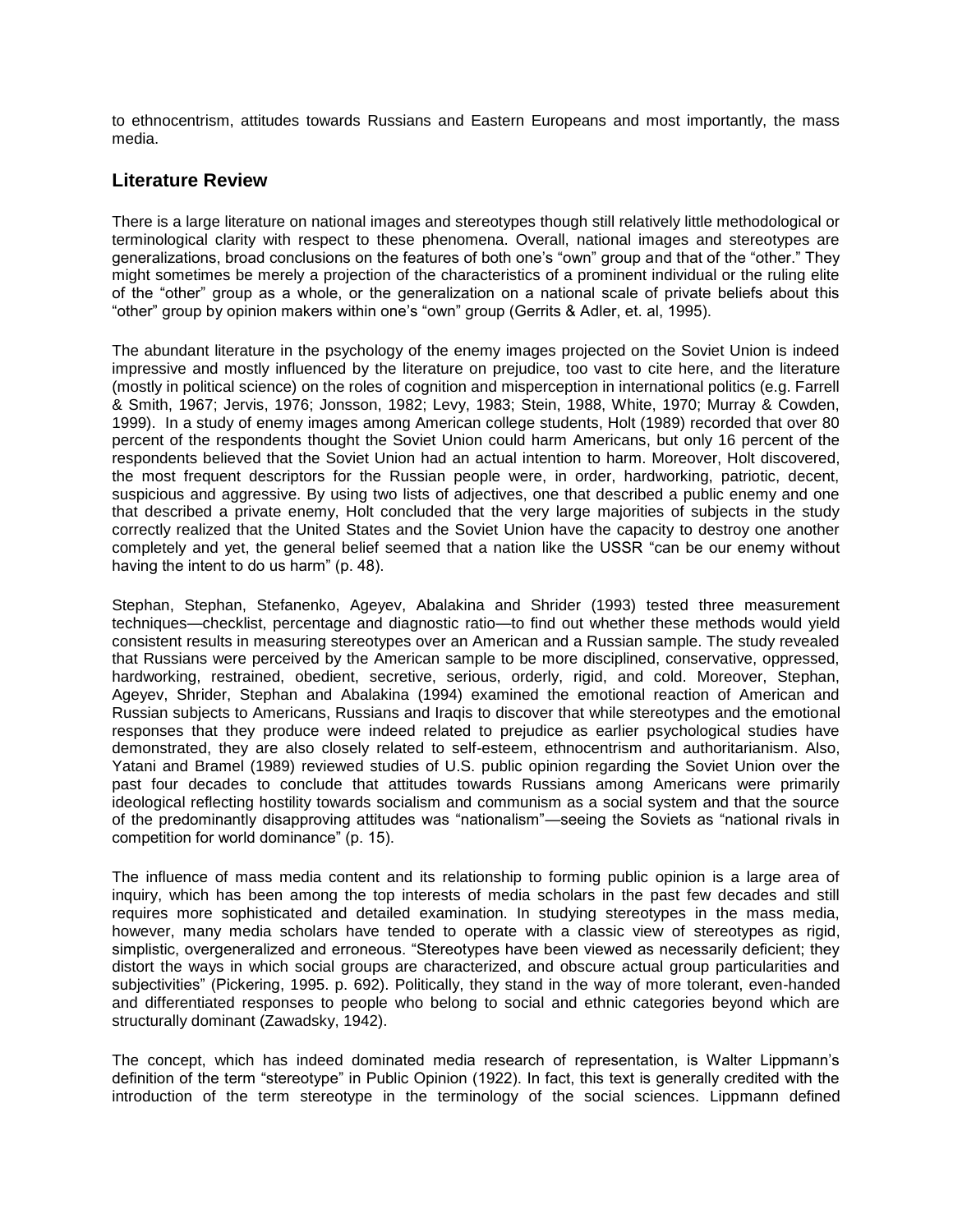to ethnocentrism, attitudes towards Russians and Eastern Europeans and most importantly, the mass media.

## Literature Review

There is a large literature on national images and stereotypes though still relatively little methodological or terminological clarity with respect to these phenomena. Overall, national images and stereotypes are generalizations, broad conclusions on the features of both one's "own" group and that of the "other." They might sometimes be merely a projection of the characteristics of a prominent individual or the ruling elite of the "other" group as a whole, or the generalization on a national scale of private beliefs about this "other" group by opinion makers within one's "own" group (Gerrits & Adler, et. al, 1995).

The abundant literature in the psychology of the enemy images projected on the Soviet Union is indeed impressive and mostly influenced by the literature on prejudice, too vast to cite here, and the literature (mostly in political science) on the roles of cognition and misperception in international politics (e.g. Farrell & Smith, 1967; Jervis, 1976; Jonsson, 1982; Levy, 1983; Stein, 1988, White, 1970; Murray & Cowden, 1999). In a study of enemy images among American college students, Holt (1989) recorded that over 80 percent of the respondents thought the Soviet Union could harm Americans, but only 16 percent of the respondents believed that the Soviet Union had an actual intention to harm. Moreover, Holt discovered, the most frequent descriptors for the Russian people were, in order, hardworking, patriotic, decent, suspicious and aggressive. By using two lists of adjectives, one that described a public enemy and one that described a private enemy, Holt concluded that the very large majorities of subjects in the study correctly realized that the United States and the Soviet Union have the capacity to destroy one another completely and yet, the general belief seemed that a nation like the USSR "can be our enemy without having the intent to do us harm" (p. 48).

Stephan, Stephan, Stefanenko, Ageyev, Abalakina and Shrider (1993) tested three measurement techniques—checklist, percentage and diagnostic ratio—to find out whether these methods would yield consistent results in measuring stereotypes over an American and a Russian sample. The study revealed that Russians were perceived by the American sample to be more disciplined, conservative, oppressed, hardworking, restrained, obedient, secretive, serious, orderly, rigid, and cold. Moreover, Stephan, Ageyev, Shrider, Stephan and Abalakina (1994) examined the emotional reaction of American and Russian subjects to Americans, Russians and Iraqis to discover that while stereotypes and the emotional responses that they produce were indeed related to prejudice as earlier psychological studies have demonstrated, they are also closely related to self-esteem, ethnocentrism and authoritarianism. Also, Yatani and Bramel (1989) reviewed studies of U.S. public opinion regarding the Soviet Union over the past four decades to conclude that attitudes towards Russians among Americans were primarily ideological reflecting hostility towards socialism and communism as a social system and that the source of the predominantly disapproving attitudes was "nationalism"—seeing the Soviets as "national rivals in competition for world dominance" (p. 15).

The influence of mass media content and its relationship to forming public opinion is a large area of inquiry, which has been among the top interests of media scholars in the past few decades and still requires more sophisticated and detailed examination. In studying stereotypes in the mass media, however, many media scholars have tended to operate with a classic view of stereotypes as rigid, simplistic, overgeneralized and erroneous. "Stereotypes have been viewed as necessarily deficient; they distort the ways in which social groups are characterized, and obscure actual group particularities and subjectivities" (Pickering, 1995. p. 692). Politically, they stand in the way of more tolerant, even-handed and differentiated responses to people who belong to social and ethnic categories beyond which are structurally dominant (Zawadsky, 1942).

The concept, which has indeed dominated media research of representation, is Walter Lippmann's definition of the term "stereotype" in Public Opinion (1922). In fact, this text is generally credited with the introduction of the term stereotype in the terminology of the social sciences. Lippmann defined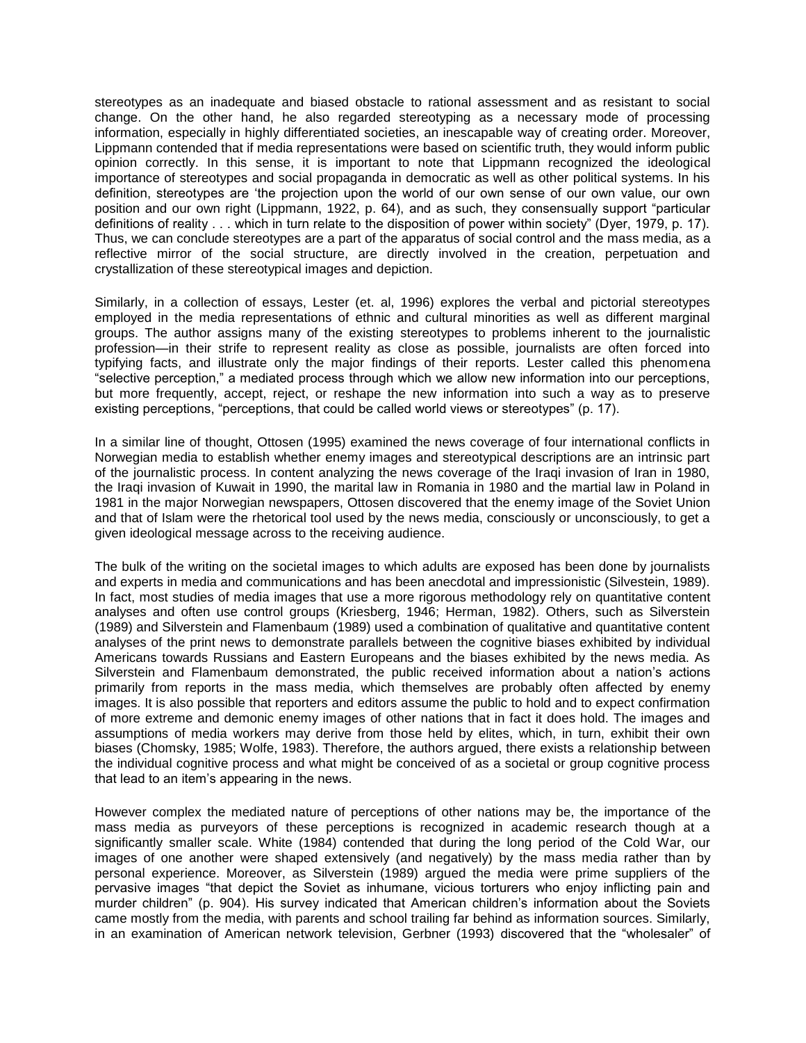stereotypes as an inadequate and biased obstacle to rational assessment and as resistant to social change. On the other hand, he also regarded stereotyping as a necessary mode of processing information, especially in highly differentiated societies, an inescapable way of creating order. Moreover, Lippmann contended that if media representations were based on scientific truth, they would inform public opinion correctly. In this sense, it is important to note that Lippmann recognized the ideological importance of stereotypes and social propaganda in democratic as well as other political systems. In his definition, stereotypes are 'the projection upon the world of our own sense of our own value, our own position and our own right (Lippmann, 1922, p. 64), and as such, they consensually support "particular definitions of reality . . . which in turn relate to the disposition of power within society" (Dyer, 1979, p. 17). Thus, we can conclude stereotypes are a part of the apparatus of social control and the mass media, as a reflective mirror of the social structure, are directly involved in the creation, perpetuation and crystallization of these stereotypical images and depiction.

Similarly, in a collection of essays, Lester (et. al, 1996) explores the verbal and pictorial stereotypes employed in the media representations of ethnic and cultural minorities as well as different marginal groups. The author assigns many of the existing stereotypes to problems inherent to the journalistic profession—in their strife to represent reality as close as possible, journalists are often forced into typifying facts, and illustrate only the major findings of their reports. Lester called this phenomena "selective perception," a mediated process through which we allow new information into our perceptions, but more frequently, accept, reject, or reshape the new information into such a way as to preserve existing perceptions, "perceptions, that could be called world views or stereotypes" (p. 17).

In a similar line of thought, Ottosen (1995) examined the news coverage of four international conflicts in Norwegian media to establish whether enemy images and stereotypical descriptions are an intrinsic part of the journalistic process. In content analyzing the news coverage of the Iraqi invasion of Iran in 1980, the Iraqi invasion of Kuwait in 1990, the marital law in Romania in 1980 and the martial law in Poland in 1981 in the major Norwegian newspapers, Ottosen discovered that the enemy image of the Soviet Union and that of Islam were the rhetorical tool used by the news media, consciously or unconsciously, to get a given ideological message across to the receiving audience.

The bulk of the writing on the societal images to which adults are exposed has been done by journalists and experts in media and communications and has been anecdotal and impressionistic (Silvestein, 1989). In fact, most studies of media images that use a more rigorous methodology rely on quantitative content analyses and often use control groups (Kriesberg, 1946; Herman, 1982). Others, such as Silverstein (1989) and Silverstein and Flamenbaum (1989) used a combination of qualitative and quantitative content analyses of the print news to demonstrate parallels between the cognitive biases exhibited by individual Americans towards Russians and Eastern Europeans and the biases exhibited by the news media. As Silverstein and Flamenbaum demonstrated, the public received information about a nation's actions primarily from reports in the mass media, which themselves are probably often affected by enemy images. It is also possible that reporters and editors assume the public to hold and to expect confirmation of more extreme and demonic enemy images of other nations that in fact it does hold. The images and assumptions of media workers may derive from those held by elites, which, in turn, exhibit their own biases (Chomsky, 1985; Wolfe, 1983). Therefore, the authors argued, there exists a relationship between the individual cognitive process and what might be conceived of as a societal or group cognitive process that lead to an item's appearing in the news.

However complex the mediated nature of perceptions of other nations may be, the importance of the mass media as purveyors of these perceptions is recognized in academic research though at a significantly smaller scale. White (1984) contended that during the long period of the Cold War, our images of one another were shaped extensively (and negatively) by the mass media rather than by personal experience. Moreover, as Silverstein (1989) argued the media were prime suppliers of the pervasive images "that depict the Soviet as inhumane, vicious torturers who enjoy inflicting pain and murder children" (p. 904). His survey indicated that American children's information about the Soviets came mostly from the media, with parents and school trailing far behind as information sources. Similarly, in an examination of American network television, Gerbner (1993) discovered that the "wholesaler" of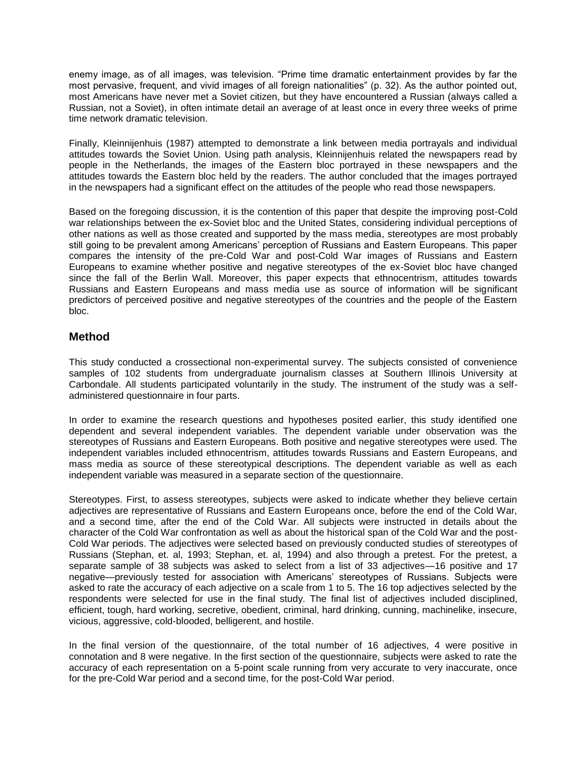enemy image, as of all images, was television. "Prime time dramatic entertainment provides by far the most pervasive, frequent, and vivid images of all foreign nationalities" (p. 32). As the author pointed out, most Americans have never met a Soviet citizen, but they have encountered a Russian (always called a Russian, not a Soviet), in often intimate detail an average of at least once in every three weeks of prime time network dramatic television.

Finally, Kleinnijenhuis (1987) attempted to demonstrate a link between media portrayals and individual attitudes towards the Soviet Union. Using path analysis, Kleinnijenhuis related the newspapers read by people in the Netherlands, the images of the Eastern bloc portrayed in these newspapers and the attitudes towards the Eastern bloc held by the readers. The author concluded that the images portrayed in the newspapers had a significant effect on the attitudes of the people who read those newspapers.

Based on the foregoing discussion, it is the contention of this paper that despite the improving post-Cold war relationships between the ex-Soviet bloc and the United States, considering individual perceptions of other nations as well as those created and supported by the mass media, stereotypes are most probably still going to be prevalent among Americans' perception of Russians and Eastern Europeans. This paper compares the intensity of the pre-Cold War and post-Cold War images of Russians and Eastern Europeans to examine whether positive and negative stereotypes of the ex-Soviet bloc have changed since the fall of the Berlin Wall. Moreover, this paper expects that ethnocentrism, attitudes towards Russians and Eastern Europeans and mass media use as source of information will be significant predictors of perceived positive and negative stereotypes of the countries and the people of the Eastern bloc.

## Method

This study conducted a crossectional non-experimental survey. The subjects consisted of convenience samples of 102 students from undergraduate journalism classes at Southern Illinois University at Carbondale. All students participated voluntarily in the study. The instrument of the study was a self-administered questionnaire in four parts.

In order to examine the research questions and hypotheses posited earlier, this study identified one dependent and several independent variables. The dependent variable under observation was the stereotypes of Russians and Eastern Europeans. Both positive and negative stereotypes were used. The independent variables included ethnocentrism, attitudes towards Russians and Eastern Europeans, and mass media as source of these stereotypical descriptions. The dependent variable as well as each independent variable was measured in a separate section of the questionnaire.

Stereotypes. First, to assess stereotypes, subjects were asked to indicate whether they believe certain adjectives are representative of Russians and Eastern Europeans once, before the end of the Cold War, and a second time, after the end of the Cold War. All subjects were instructed in details about the character of the Cold War confrontation as well as about the historical span of the Cold War and the post-Cold War periods. The adjectives were selected based on previously conducted studies of stereotypes of Russians (Stephan, et. al, 1993; Stephan, et. al, 1994) and also through a pretest. For the pretest, a separate sample of 38 subjects was asked to select from a list of 33 adjectives—16 positive and 17 negative—previously tested for association with Americans' stereotypes of Russians. Subjects were asked to rate the accuracy of each adjective on a scale from 1 to 5. The 16 top adjectives selected by the respondents were selected for use in the final study. The final list of adjectives included disciplined, efficient, tough, hard working, secretive, obedient, criminal, hard drinking, cunning, machinelike, insecure, vicious, aggressive, cold-blooded, belligerent, and hostile.

In the final version of the questionnaire, of the total number of 16 adjectives, 4 were positive in connotation and 8 were negative. In the first section of the questionnaire, subjects were asked to rate the accuracy of each representation on a 5-point scale running from very accurate to very inaccurate, once for the pre-Cold War period and a second time, for the post-Cold War period.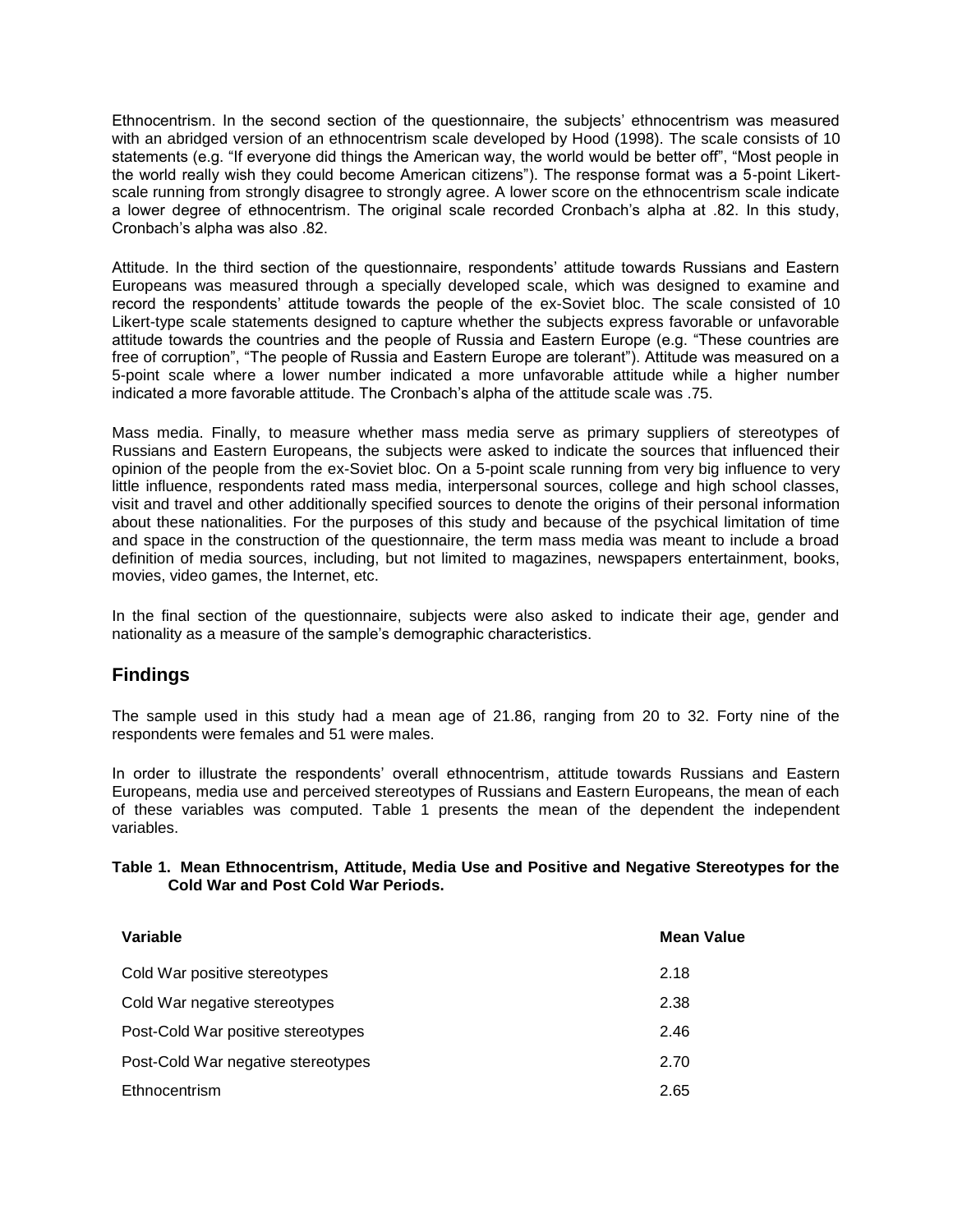Ethnocentrism. In the second section of the questionnaire, the subjects' ethnocentrism was measured with an abridged version of an ethnocentrism scale developed by Hood (1998). The scale consists of 10 statements (e.g. "If everyone did things the American way, the world would be better off", "Most people in the world really wish they could become American citizens"). The response format was a 5-point Likert-scale running from strongly disagree to strongly agree. A lower score on the ethnocentrism scale indicate a lower degree of ethnocentrism. The original scale recorded Cronbach's alpha at .82. In this study, Cronbach's alpha was also .82.

Attitude. In the third section of the questionnaire, respondents' attitude towards Russians and Eastern Europeans was measured through a specially developed scale, which was designed to examine and record the respondents' attitude towards the people of the ex-Soviet bloc. The scale consisted of 10 Likert-type scale statements designed to capture whether the subjects express favorable or unfavorable attitude towards the countries and the people of Russia and Eastern Europe (e.g. "These countries are free of corruption", "The people of Russia and Eastern Europe are tolerant"). Attitude was measured on a 5-point scale where a lower number indicated a more unfavorable attitude while a higher number indicated a more favorable attitude. The Cronbach's alpha of the attitude scale was .75.

Mass media. Finally, to measure whether mass media serve as primary suppliers of stereotypes of Russians and Eastern Europeans, the subjects were asked to indicate the sources that influenced their opinion of the people from the ex-Soviet bloc. On a 5-point scale running from very big influence to very little influence, respondents rated mass media, interpersonal sources, college and high school classes, visit and travel and other additionally specified sources to denote the origins of their personal information about these nationalities. For the purposes of this study and because of the psychical limitation of time and space in the construction of the questionnaire, the term mass media was meant to include a broad definition of media sources, including, but not limited to magazines, newspapers entertainment, books, movies, video games, the Internet, etc.

In the final section of the questionnaire, subjects were also asked to indicate their age, gender and nationality as a measure of the sample's demographic characteristics.

## Findings

The sample used in this study had a mean age of 21.86, ranging from 20 to 32. Forty nine of the respondents were females and 51 were males.

In order to illustrate the respondents' overall ethnocentrism, attitude towards Russians and Eastern Europeans, media use and perceived stereotypes of Russians and Eastern Europeans, the mean of each of these variables was computed. Table 1 presents the mean of the dependent the independent variables.

**Table 1. Mean Ethnocentrism, Attitude, Media Use and Positive and Negative Stereotypes for the Cold War and Post Cold War Periods.**

| Variable | Mean Value |
|---|---|
| Cold War positive stereotypes | 2.18 |
| Cold War negative stereotypes | 2.38 |
| Post-Cold War positive stereotypes | 2.46 |
| Post-Cold War negative stereotypes | 2.70 |
| Ethnocentrism | 2.65 |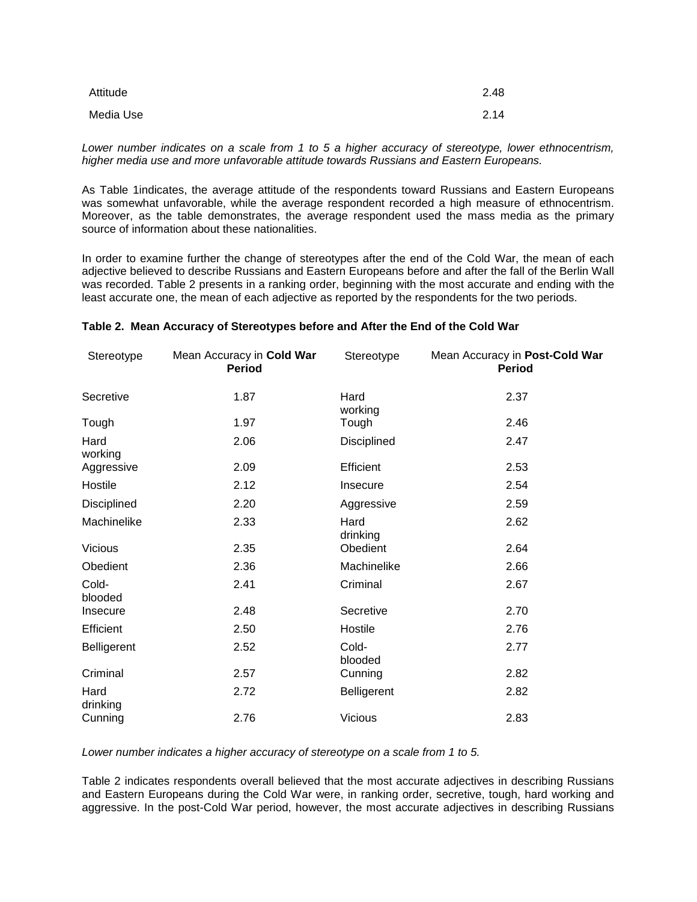| | |
|---|---|
| Attitude | 2.48 |
| Media Use | 2.14 |

*Lower number indicates on a scale from 1 to 5 a higher accuracy of stereotype, lower ethnocentrism, higher media use and more unfavorable attitude towards Russians and Eastern Europeans.*

As Table 1indicates, the average attitude of the respondents toward Russians and Eastern Europeans was somewhat unfavorable, while the average respondent recorded a high measure of ethnocentrism. Moreover, as the table demonstrates, the average respondent used the mass media as the primary source of information about these nationalities.

In order to examine further the change of stereotypes after the end of the Cold War, the mean of each adjective believed to describe Russians and Eastern Europeans before and after the fall of the Berlin Wall was recorded. Table 2 presents in a ranking order, beginning with the most accurate and ending with the least accurate one, the mean of each adjective as reported by the respondents for the two periods.

**Table 2. Mean Accuracy of Stereotypes before and After the End of the Cold War**

| Stereotype | Mean Accuracy in **Cold War Period** | Stereotype | Mean Accuracy in **Post-Cold War Period** |
|---|---|---|---|
| Secretive | 1.87 | Hard working | 2.37 |
| Tough | 1.97 | Tough | 2.46 |
| Hard working | 2.06 | Disciplined | 2.47 |
| Aggressive | 2.09 | Efficient | 2.53 |
| Hostile | 2.12 | Insecure | 2.54 |
| Disciplined | 2.20 | Aggressive | 2.59 |
| Machinelike | 2.33 | Hard drinking | 2.62 |
| Vicious | 2.35 | Obedient | 2.64 |
| Obedient | 2.36 | Machinelike | 2.66 |
| Cold-blooded | 2.41 | Criminal | 2.67 |
| Insecure | 2.48 | Secretive | 2.70 |
| Efficient | 2.50 | Hostile | 2.76 |
| Belligerent | 2.52 | Cold-blooded | 2.77 |
| Criminal | 2.57 | Cunning | 2.82 |
| Hard drinking | 2.72 | Belligerent | 2.82 |
| Cunning | 2.76 | Vicious | 2.83 |

*Lower number indicates a higher accuracy of stereotype on a scale from 1 to 5.*

Table 2 indicates respondents overall believed that the most accurate adjectives in describing Russians and Eastern Europeans during the Cold War were, in ranking order, secretive, tough, hard working and aggressive. In the post-Cold War period, however, the most accurate adjectives in describing Russians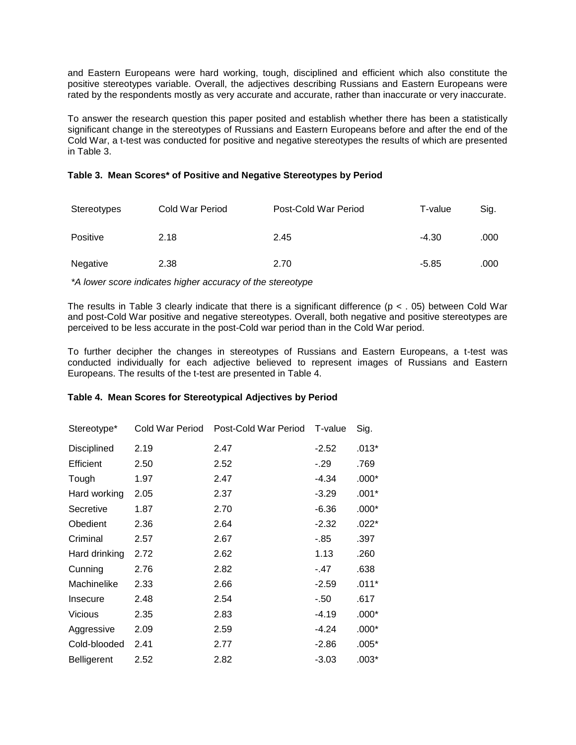and Eastern Europeans were hard working, tough, disciplined and efficient which also constitute the positive stereotypes variable. Overall, the adjectives describing Russians and Eastern Europeans were rated by the respondents mostly as very accurate and accurate, rather than inaccurate or very inaccurate.

To answer the research question this paper posited and establish whether there has been a statistically significant change in the stereotypes of Russians and Eastern Europeans before and after the end of the Cold War, a t-test was conducted for positive and negative stereotypes the results of which are presented in Table 3.

**Table 3. Mean Scores* of Positive and Negative Stereotypes by Period**

| Stereotypes | Cold War Period | Post-Cold War Period | T-value | Sig. |
|---|---|---|---|---|
| Positive | 2.18 | 2.45 | -4.30 | .000 |
| Negative | 2.38 | 2.70 | -5.85 | .000 |

*\*A lower score indicates higher accuracy of the stereotype*

The results in Table 3 clearly indicate that there is a significant difference ($p < .05$) between Cold War and post-Cold War positive and negative stereotypes. Overall, both negative and positive stereotypes are perceived to be less accurate in the post-Cold war period than in the Cold War period.

To further decipher the changes in stereotypes of Russians and Eastern Europeans, a t-test was conducted individually for each adjective believed to represent images of Russians and Eastern Europeans. The results of the t-test are presented in Table 4.

**Table 4. Mean Scores for Stereotypical Adjectives by Period**

| Stereotype* | Cold War Period | Post-Cold War Period | T-value | Sig. |
|---|---|---|---|---|
| Disciplined | 2.19 | 2.47 | -2.52 | .013* |
| Efficient | 2.50 | 2.52 | -.29 | .769 |
| Tough | 1.97 | 2.47 | -4.34 | .000* |
| Hard working | 2.05 | 2.37 | -3.29 | .001* |
| Secretive | 1.87 | 2.70 | -6.36 | .000* |
| Obedient | 2.36 | 2.64 | -2.32 | .022* |
| Criminal | 2.57 | 2.67 | -.85 | .397 |
| Hard drinking | 2.72 | 2.62 | 1.13 | .260 |
| Cunning | 2.76 | 2.82 | -.47 | .638 |
| Machinelike | 2.33 | 2.66 | -2.59 | .011* |
| Insecure | 2.48 | 2.54 | -.50 | .617 |
| Vicious | 2.35 | 2.83 | -4.19 | .000* |
| Aggressive | 2.09 | 2.59 | -4.24 | .000* |
| Cold-blooded | 2.41 | 2.77 | -2.86 | .005* |
| Belligerent | 2.52 | 2.82 | -3.03 | .003* |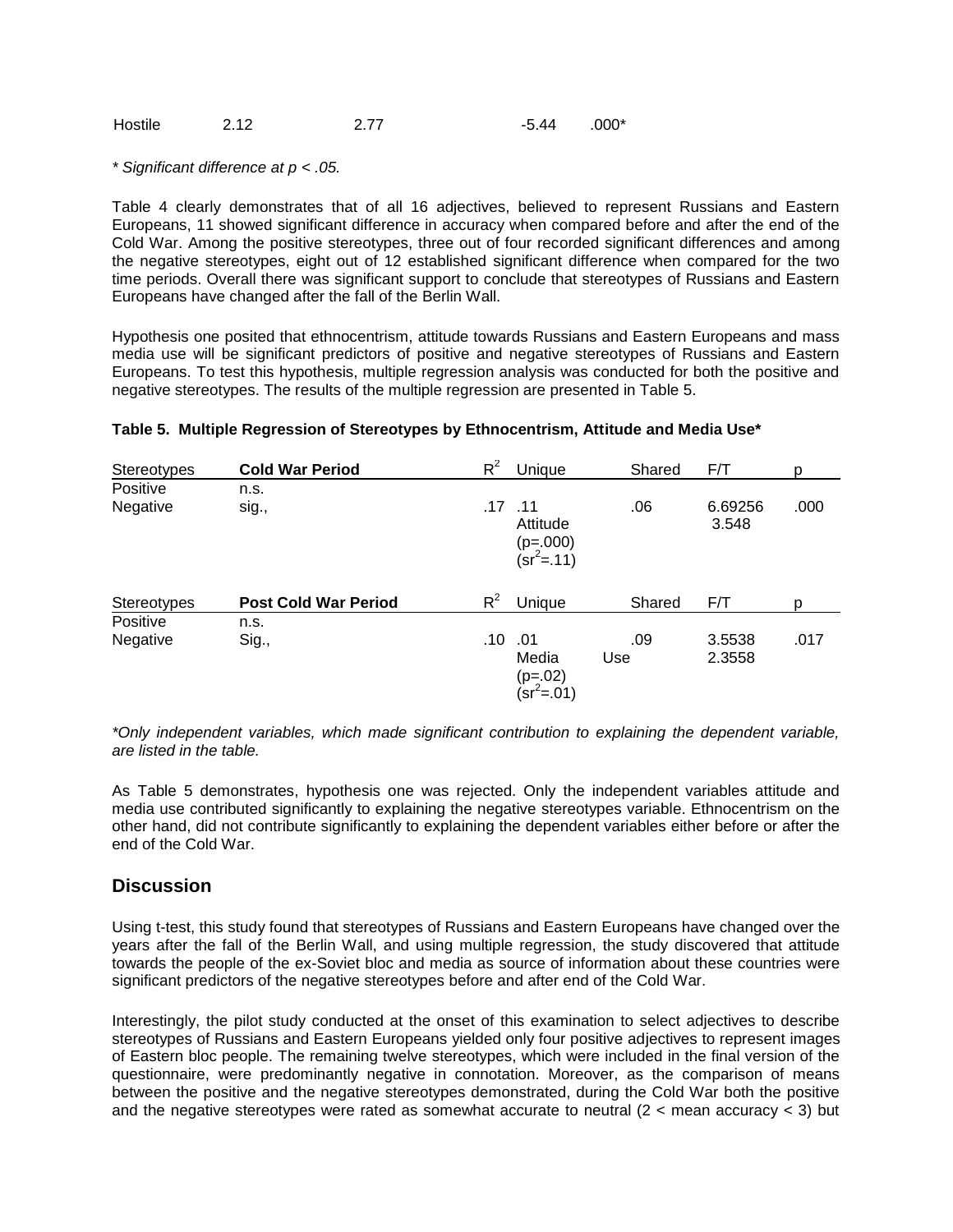| Hostile | 2.12 | 2.77 | -5.44 | .000* |
|---|---|---|---|---|

*\* Significant difference at $p < .05$.*

Table 4 clearly demonstrates that of all 16 adjectives, believed to represent Russians and Eastern Europeans, 11 showed significant difference in accuracy when compared before and after the end of the Cold War. Among the positive stereotypes, three out of four recorded significant differences and among the negative stereotypes, eight out of 12 established significant difference when compared for the two time periods. Overall there was significant support to conclude that stereotypes of Russians and Eastern Europeans have changed after the fall of the Berlin Wall.

Hypothesis one posited that ethnocentrism, attitude towards Russians and Eastern Europeans and mass media use will be significant predictors of positive and negative stereotypes of Russians and Eastern Europeans. To test this hypothesis, multiple regression analysis was conducted for both the positive and negative stereotypes. The results of the multiple regression are presented in Table 5.

**Table 5. Multiple Regression of Stereotypes by Ethnocentrism, Attitude and Media Use\***

| Stereotypes | **Cold War Period** | $R^2$ | Unique | Shared | F/T | p |
|---|---|---|---|---|---|---|
| Positive | n.s. | | | | | |
| Negative | sig., | .17 | .11 Attitude ($p$=.000) ($sr^2$=.11) | .06 | 6.69256 3.548 | .000 |
| Stereotypes | **Post Cold War Period** | $R^2$ | Unique | Shared | F/T | p |
| Positive | n.s. | | | | | |
| Negative | Sig., | .10 | .01 Media Use ($p$=.02) ($sr^2$=.01) | .09 | 3.5538 2.3558 | .017 |

*\*Only independent variables, which made significant contribution to explaining the dependent variable, are listed in the table.*

As Table 5 demonstrates, hypothesis one was rejected. Only the independent variables attitude and media use contributed significantly to explaining the negative stereotypes variable. Ethnocentrism on the other hand, did not contribute significantly to explaining the dependent variables either before or after the end of the Cold War.

## Discussion

Using t-test, this study found that stereotypes of Russians and Eastern Europeans have changed over the years after the fall of the Berlin Wall, and using multiple regression, the study discovered that attitude towards the people of the ex-Soviet bloc and media as source of information about these countries were significant predictors of the negative stereotypes before and after end of the Cold War.

Interestingly, the pilot study conducted at the onset of this examination to select adjectives to describe stereotypes of Russians and Eastern Europeans yielded only four positive adjectives to represent images of Eastern bloc people. The remaining twelve stereotypes, which were included in the final version of the questionnaire, were predominantly negative in connotation. Moreover, as the comparison of means between the positive and the negative stereotypes demonstrated, during the Cold War both the positive and the negative stereotypes were rated as somewhat accurate to neutral ($2 <$ mean accuracy $< 3$) but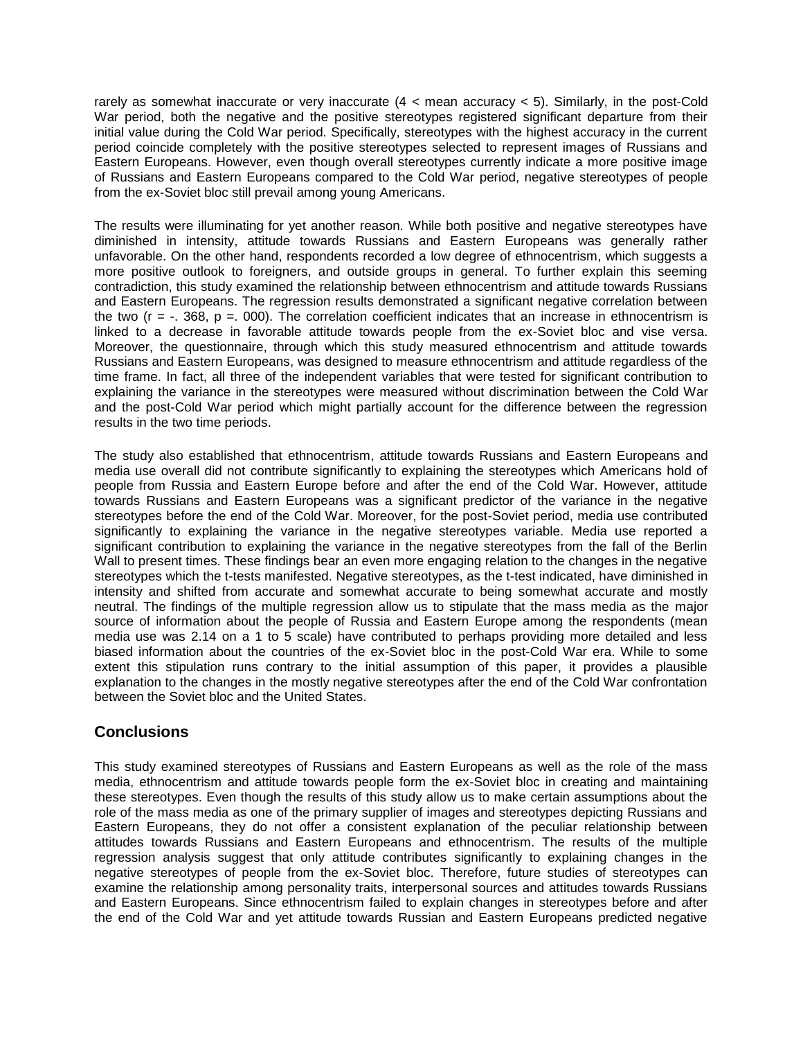rarely as somewhat inaccurate or very inaccurate ($4 < \text{mean accuracy} < 5$). Similarly, in the post-Cold War period, both the negative and the positive stereotypes registered significant departure from their initial value during the Cold War period. Specifically, stereotypes with the highest accuracy in the current period coincide completely with the positive stereotypes selected to represent images of Russians and Eastern Europeans. However, even though overall stereotypes currently indicate a more positive image of Russians and Eastern Europeans compared to the Cold War period, negative stereotypes of people from the ex-Soviet bloc still prevail among young Americans.

The results were illuminating for yet another reason. While both positive and negative stereotypes have diminished in intensity, attitude towards Russians and Eastern Europeans was generally rather unfavorable. On the other hand, respondents recorded a low degree of ethnocentrism, which suggests a more positive outlook to foreigners, and outside groups in general. To further explain this seeming contradiction, this study examined the relationship between ethnocentrism and attitude towards Russians and Eastern Europeans. The regression results demonstrated a significant negative correlation between the two ($r = -.368$, $p = .000$). The correlation coefficient indicates that an increase in ethnocentrism is linked to a decrease in favorable attitude towards people from the ex-Soviet bloc and vise versa. Moreover, the questionnaire, through which this study measured ethnocentrism and attitude towards Russians and Eastern Europeans, was designed to measure ethnocentrism and attitude regardless of the time frame. In fact, all three of the independent variables that were tested for significant contribution to explaining the variance in the stereotypes were measured without discrimination between the Cold War and the post-Cold War period which might partially account for the difference between the regression results in the two time periods.

The study also established that ethnocentrism, attitude towards Russians and Eastern Europeans and media use overall did not contribute significantly to explaining the stereotypes which Americans hold of people from Russia and Eastern Europe before and after the end of the Cold War. However, attitude towards Russians and Eastern Europeans was a significant predictor of the variance in the negative stereotypes before the end of the Cold War. Moreover, for the post-Soviet period, media use contributed significantly to explaining the variance in the negative stereotypes variable. Media use reported a significant contribution to explaining the variance in the negative stereotypes from the fall of the Berlin Wall to present times. These findings bear an even more engaging relation to the changes in the negative stereotypes which the t-tests manifested. Negative stereotypes, as the t-test indicated, have diminished in intensity and shifted from accurate and somewhat accurate to being somewhat accurate and mostly neutral. The findings of the multiple regression allow us to stipulate that the mass media as the major source of information about the people of Russia and Eastern Europe among the respondents (mean media use was 2.14 on a 1 to 5 scale) have contributed to perhaps providing more detailed and less biased information about the countries of the ex-Soviet bloc in the post-Cold War era. While to some extent this stipulation runs contrary to the initial assumption of this paper, it provides a plausible explanation to the changes in the mostly negative stereotypes after the end of the Cold War confrontation between the Soviet bloc and the United States.

## Conclusions

This study examined stereotypes of Russians and Eastern Europeans as well as the role of the mass media, ethnocentrism and attitude towards people form the ex-Soviet bloc in creating and maintaining these stereotypes. Even though the results of this study allow us to make certain assumptions about the role of the mass media as one of the primary supplier of images and stereotypes depicting Russians and Eastern Europeans, they do not offer a consistent explanation of the peculiar relationship between attitudes towards Russians and Eastern Europeans and ethnocentrism. The results of the multiple regression analysis suggest that only attitude contributes significantly to explaining changes in the negative stereotypes of people from the ex-Soviet bloc. Therefore, future studies of stereotypes can examine the relationship among personality traits, interpersonal sources and attitudes towards Russians and Eastern Europeans. Since ethnocentrism failed to explain changes in stereotypes before and after the end of the Cold War and yet attitude towards Russian and Eastern Europeans predicted negative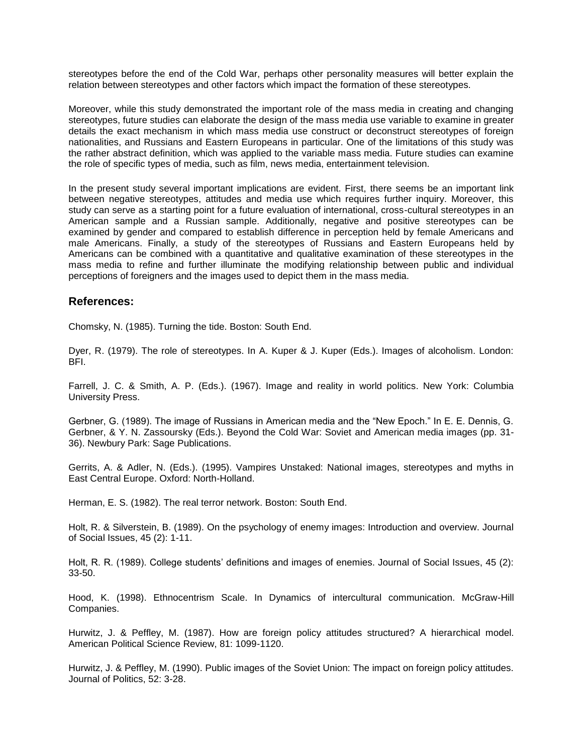stereotypes before the end of the Cold War, perhaps other personality measures will better explain the relation between stereotypes and other factors which impact the formation of these stereotypes.

Moreover, while this study demonstrated the important role of the mass media in creating and changing stereotypes, future studies can elaborate the design of the mass media use variable to examine in greater details the exact mechanism in which mass media use construct or deconstruct stereotypes of foreign nationalities, and Russians and Eastern Europeans in particular. One of the limitations of this study was the rather abstract definition, which was applied to the variable mass media. Future studies can examine the role of specific types of media, such as film, news media, entertainment television.

In the present study several important implications are evident. First, there seems be an important link between negative stereotypes, attitudes and media use which requires further inquiry. Moreover, this study can serve as a starting point for a future evaluation of international, cross-cultural stereotypes in an American sample and a Russian sample. Additionally, negative and positive stereotypes can be examined by gender and compared to establish difference in perception held by female Americans and male Americans. Finally, a study of the stereotypes of Russians and Eastern Europeans held by Americans can be combined with a quantitative and qualitative examination of these stereotypes in the mass media to refine and further illuminate the modifying relationship between public and individual perceptions of foreigners and the images used to depict them in the mass media.

## References:

Chomsky, N. (1985). Turning the tide. Boston: South End.

Dyer, R. (1979). The role of stereotypes. In A. Kuper & J. Kuper (Eds.). Images of alcoholism. London: BFI.

Farrell, J. C. & Smith, A. P. (Eds.). (1967). Image and reality in world politics. New York: Columbia University Press.

Gerbner, G. (1989). The image of Russians in American media and the "New Epoch." In E. E. Dennis, G. Gerbner, & Y. N. Zassoursky (Eds.). Beyond the Cold War: Soviet and American media images (pp. 31-36). Newbury Park: Sage Publications.

Gerrits, A. & Adler, N. (Eds.). (1995). Vampires Unstaked: National images, stereotypes and myths in East Central Europe. Oxford: North-Holland.

Herman, E. S. (1982). The real terror network. Boston: South End.

Holt, R. & Silverstein, B. (1989). On the psychology of enemy images: Introduction and overview. Journal of Social Issues, 45 (2): 1-11.

Holt, R. R. (1989). College students' definitions and images of enemies. Journal of Social Issues, 45 (2): 33-50.

Hood, K. (1998). Ethnocentrism Scale. In Dynamics of intercultural communication. McGraw-Hill Companies.

Hurwitz, J. & Peffley, M. (1987). How are foreign policy attitudes structured? A hierarchical model. American Political Science Review, 81: 1099-1120.

Hurwitz, J. & Peffley, M. (1990). Public images of the Soviet Union: The impact on foreign policy attitudes. Journal of Politics, 52: 3-28.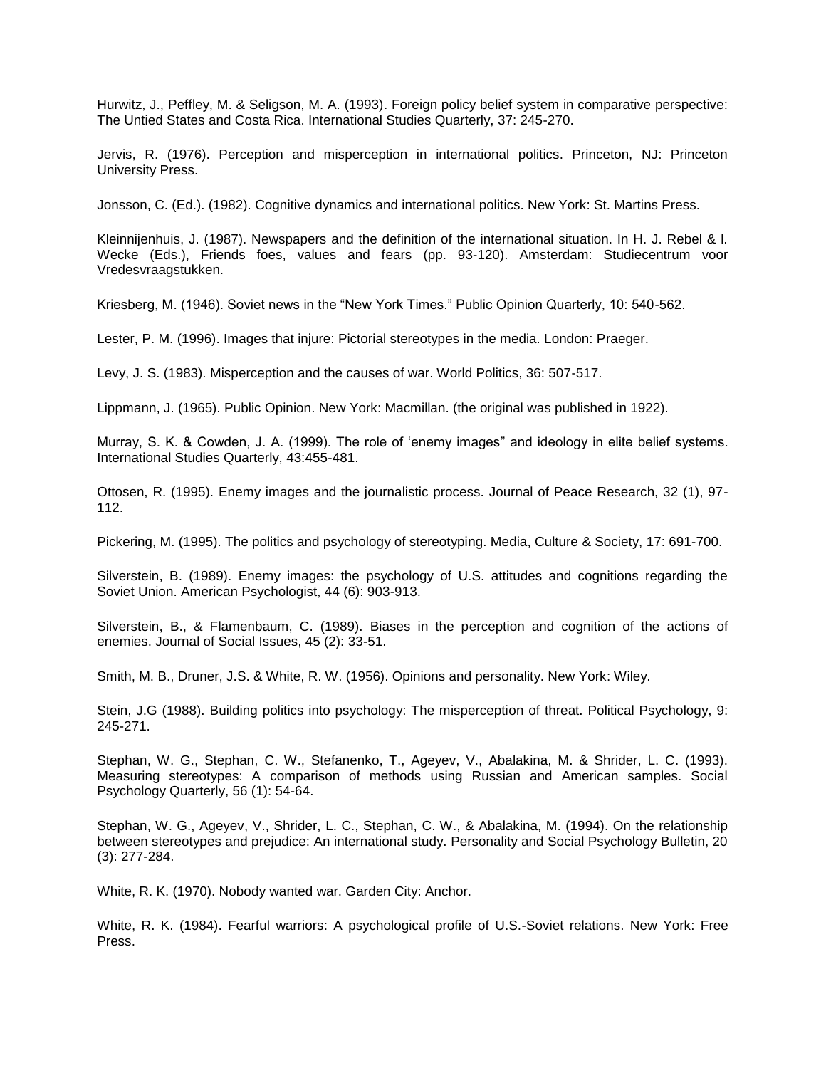Hurwitz, J., Peffley, M. & Seligson, M. A. (1993). Foreign policy belief system in comparative perspective: The Untied States and Costa Rica. International Studies Quarterly, 37: 245-270.

Jervis, R. (1976). Perception and misperception in international politics. Princeton, NJ: Princeton University Press.

Jonsson, C. (Ed.). (1982). Cognitive dynamics and international politics. New York: St. Martins Press.

Kleinnijenhuis, J. (1987). Newspapers and the definition of the international situation. In H. J. Rebel & l. Wecke (Eds.), Friends foes, values and fears (pp. 93-120). Amsterdam: Studiecentrum voor Vredesvraagstukken.

Kriesberg, M. (1946). Soviet news in the "New York Times." Public Opinion Quarterly, 10: 540-562.

Lester, P. M. (1996). Images that injure: Pictorial stereotypes in the media. London: Praeger.

Levy, J. S. (1983). Misperception and the causes of war. World Politics, 36: 507-517.

Lippmann, J. (1965). Public Opinion. New York: Macmillan. (the original was published in 1922).

Murray, S. K. & Cowden, J. A. (1999). The role of 'enemy images" and ideology in elite belief systems. International Studies Quarterly, 43:455-481.

Ottosen, R. (1995). Enemy images and the journalistic process. Journal of Peace Research, 32 (1), 97-112.

Pickering, M. (1995). The politics and psychology of stereotyping. Media, Culture & Society, 17: 691-700.

Silverstein, B. (1989). Enemy images: the psychology of U.S. attitudes and cognitions regarding the Soviet Union. American Psychologist, 44 (6): 903-913.

Silverstein, B., & Flamenbaum, C. (1989). Biases in the perception and cognition of the actions of enemies. Journal of Social Issues, 45 (2): 33-51.

Smith, M. B., Druner, J.S. & White, R. W. (1956). Opinions and personality. New York: Wiley.

Stein, J.G (1988). Building politics into psychology: The misperception of threat. Political Psychology, 9: 245-271.

Stephan, W. G., Stephan, C. W., Stefanenko, T., Ageyev, V., Abalakina, M. & Shrider, L. C. (1993). Measuring stereotypes: A comparison of methods using Russian and American samples. Social Psychology Quarterly, 56 (1): 54-64.

Stephan, W. G., Ageyev, V., Shrider, L. C., Stephan, C. W., & Abalakina, M. (1994). On the relationship between stereotypes and prejudice: An international study. Personality and Social Psychology Bulletin, 20 (3): 277-284.

White, R. K. (1970). Nobody wanted war. Garden City: Anchor.

White, R. K. (1984). Fearful warriors: A psychological profile of U.S.-Soviet relations. New York: Free Press.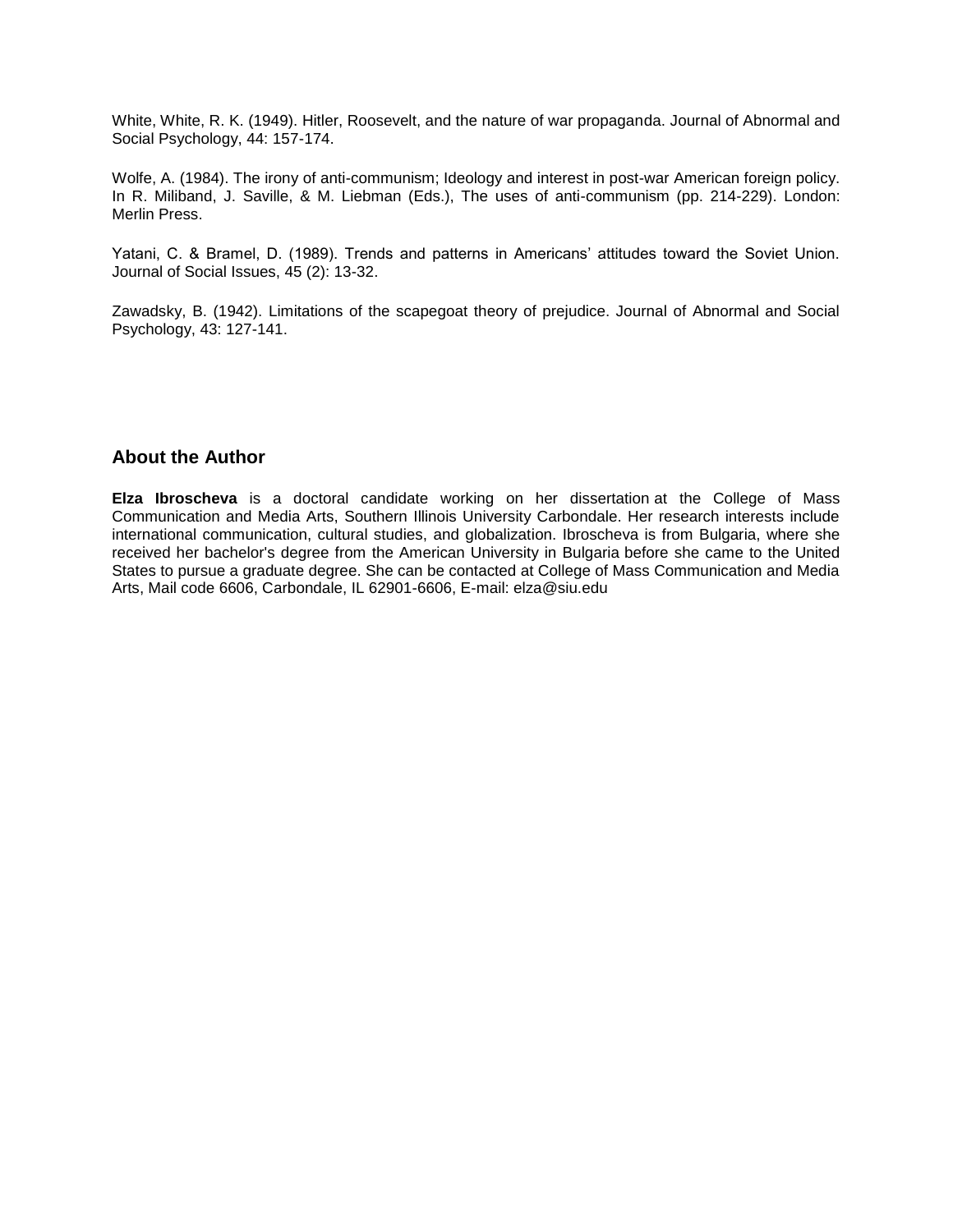White, White, R. K. (1949). Hitler, Roosevelt, and the nature of war propaganda. Journal of Abnormal and Social Psychology, 44: 157-174.

Wolfe, A. (1984). The irony of anti-communism; Ideology and interest in post-war American foreign policy. In R. Miliband, J. Saville, & M. Liebman (Eds.), The uses of anti-communism (pp. 214-229). London: Merlin Press.

Yatani, C. & Bramel, D. (1989). Trends and patterns in Americans' attitudes toward the Soviet Union. Journal of Social Issues, 45 (2): 13-32.

Zawadsky, B. (1942). Limitations of the scapegoat theory of prejudice. Journal of Abnormal and Social Psychology, 43: 127-141.

## About the Author

**Elza Ibroscheva** is a doctoral candidate working on her dissertation at the College of Mass Communication and Media Arts, Southern Illinois University Carbondale. Her research interests include international communication, cultural studies, and globalization. Ibroscheva is from Bulgaria, where she received her bachelor's degree from the American University in Bulgaria before she came to the United States to pursue a graduate degree. She can be contacted at College of Mass Communication and Media Arts, Mail code 6606, Carbondale, IL 62901-6606, E-mail: elza@siu.edu